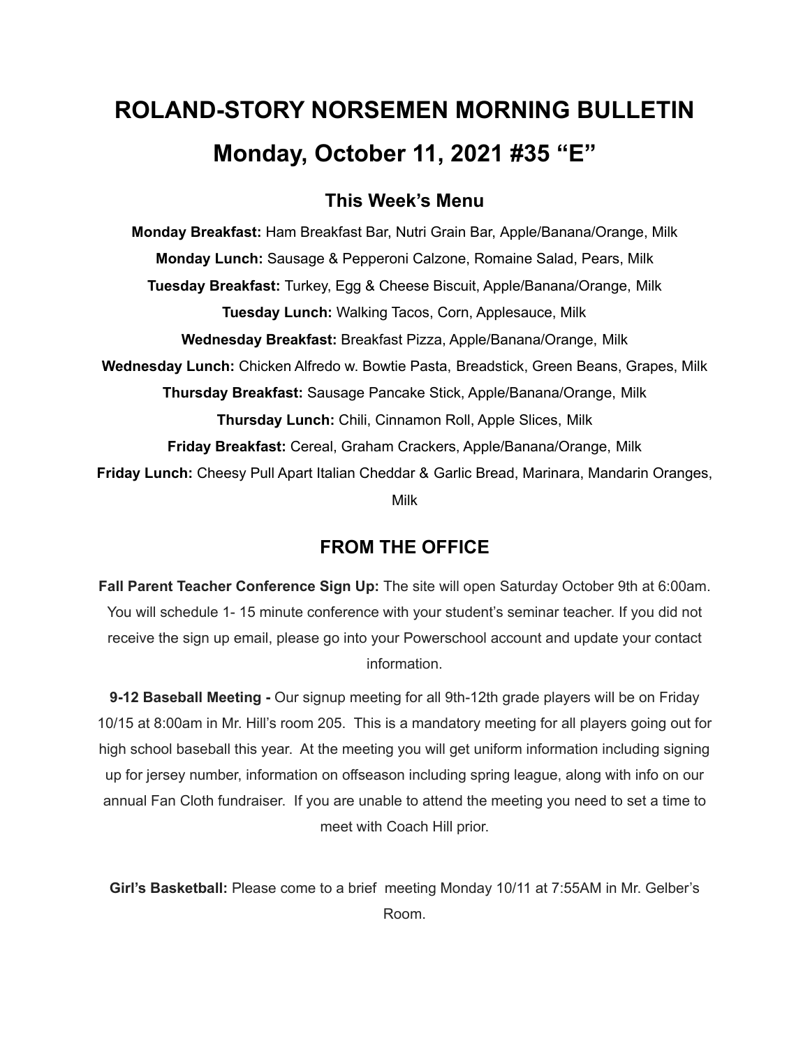# ROLAND-STORY NORSEMEN MORNING BULLETIN

# Monday, October 11, 2021 #35 "E"

## This Week's Menu

**Monday Breakfast:** Ham Breakfast Bar, Nutri Grain Bar, Apple/Banana/Orange, Milk

**Monday Lunch:** Sausage & Pepperoni Calzone, Romaine Salad, Pears, Milk

**Tuesday Breakfast:** Turkey, Egg & Cheese Biscuit, Apple/Banana/Orange, Milk

**Tuesday Lunch:** Walking Tacos, Corn, Applesauce, Milk

**Wednesday Breakfast:** Breakfast Pizza, Apple/Banana/Orange, Milk

**Wednesday Lunch:** Chicken Alfredo w. Bowtie Pasta, Breadstick, Green Beans, Grapes, Milk

**Thursday Breakfast:** Sausage Pancake Stick, Apple/Banana/Orange, Milk

**Thursday Lunch:** Chili, Cinnamon Roll, Apple Slices, Milk

**Friday Breakfast:** Cereal, Graham Crackers, Apple/Banana/Orange, Milk

**Friday Lunch:** Cheesy Pull Apart Italian Cheddar & Garlic Bread, Marinara, Mandarin Oranges, Milk

## FROM THE OFFICE

**Fall Parent Teacher Conference Sign Up:** The site will open Saturday October 9th at 6:00am. You will schedule 1- 15 minute conference with your student's seminar teacher. If you did not receive the sign up email, please go into your Powerschool account and update your contact information.

**9-12 Baseball Meeting -** Our signup meeting for all 9th-12th grade players will be on Friday 10/15 at 8:00am in Mr. Hill's room 205. This is a mandatory meeting for all players going out for high school baseball this year. At the meeting you will get uniform information including signing up for jersey number, information on offseason including spring league, along with info on our annual Fan Cloth fundraiser. If you are unable to attend the meeting you need to set a time to meet with Coach Hill prior.

**Girl's Basketball:** Please come to a brief meeting Monday 10/11 at 7:55AM in Mr. Gelber's Room.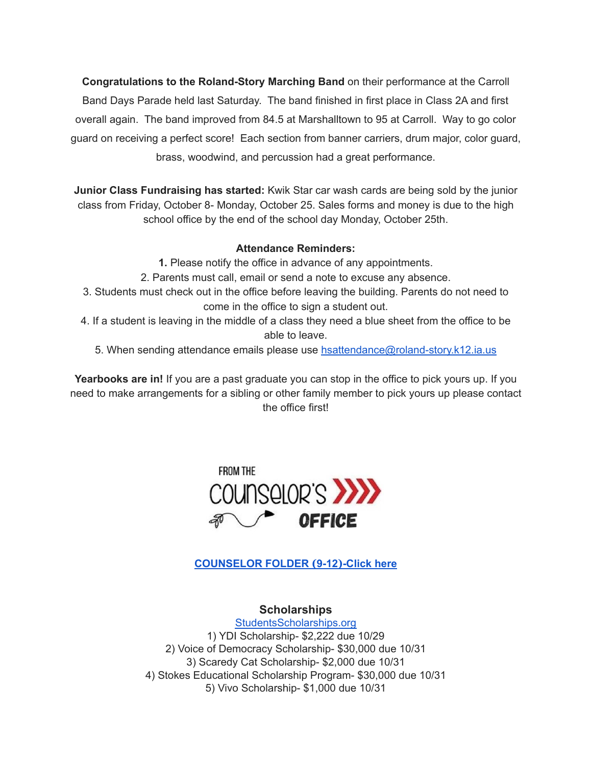**Congratulations to the Roland-Story Marching Band** on their performance at the Carroll Band Days Parade held last Saturday. The band finished in first place in Class 2A and first overall again. The band improved from 84.5 at Marshalltown to 95 at Carroll. Way to go color guard on receiving a perfect score! Each section from banner carriers, drum major, color guard, brass, woodwind, and percussion had a great performance.

**Junior Class Fundraising has started:** Kwik Star car wash cards are being sold by the junior class from Friday, October 8- Monday, October 25. Sales forms and money is due to the high school office by the end of the school day Monday, October 25th.

**Attendance Reminders:**

**1.** Please notify the office in advance of any appointments.
2. Parents must call, email or send a note to excuse any absence.
3. Students must check out in the office before leaving the building. Parents do not need to come in the office to sign a student out.
4. If a student is leaving in the middle of a class they need a blue sheet from the office to be able to leave.
5. When sending attendance emails please use hsattendance@roland-story.k12.ia.us

**Yearbooks are in!** If you are a past graduate you can stop in the office to pick yours up. If you need to make arrangements for a sibling or other family member to pick yours up please contact the office first!

FROM THE COUNSELOR'S OFFICE

**COUNSELOR FOLDER (9-12)-Click here**

### Scholarships

StudentsScholarships.org

1) YDI Scholarship- $2,222 due 10/29
2) Voice of Democracy Scholarship- $30,000 due 10/31
3) Scaredy Cat Scholarship- $2,000 due 10/31
4) Stokes Educational Scholarship Program- $30,000 due 10/31
5) Vivo Scholarship- $1,000 due 10/31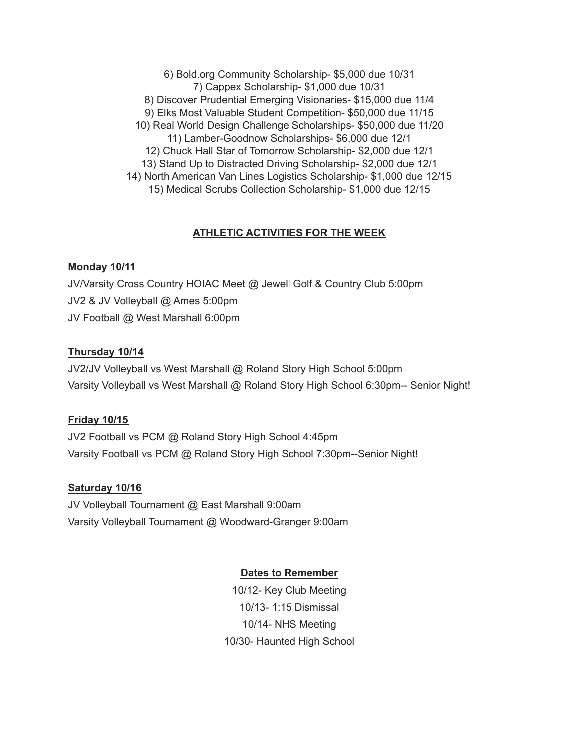6) Bold.org Community Scholarship- $5,000 due 10/31
7) Cappex Scholarship- $1,000 due 10/31
8) Discover Prudential Emerging Visionaries- $15,000 due 11/4
9) Elks Most Valuable Student Competition- $50,000 due 11/15
10) Real World Design Challenge Scholarships- $50,000 due 11/20
11) Lamber-Goodnow Scholarships- $6,000 due 12/1
12) Chuck Hall Star of Tomorrow Scholarship- $2,000 due 12/1
13) Stand Up to Distracted Driving Scholarship- $2,000 due 12/1
14) North American Van Lines Logistics Scholarship- $1,000 due 12/15
15) Medical Scrubs Collection Scholarship- $1,000 due 12/15

## ATHLETIC ACTIVITIES FOR THE WEEK

**Monday 10/11**

JV/Varsity Cross Country HOIAC Meet @ Jewell Golf & Country Club 5:00pm
JV2 & JV Volleyball @ Ames 5:00pm
JV Football @ West Marshall 6:00pm

**Thursday 10/14**

JV2/JV Volleyball vs West Marshall @ Roland Story High School 5:00pm
Varsity Volleyball vs West Marshall @ Roland Story High School 6:30pm-- Senior Night!

**Friday 10/15**

JV2 Football vs PCM @ Roland Story High School 4:45pm
Varsity Football vs PCM @ Roland Story High School 7:30pm--Senior Night!

**Saturday 10/16**

JV Volleyball Tournament @ East Marshall 9:00am
Varsity Volleyball Tournament @ Woodward-Granger 9:00am

**Dates to Remember**

10/12- Key Club Meeting
10/13- 1:15 Dismissal
10/14- NHS Meeting
10/30- Haunted High School